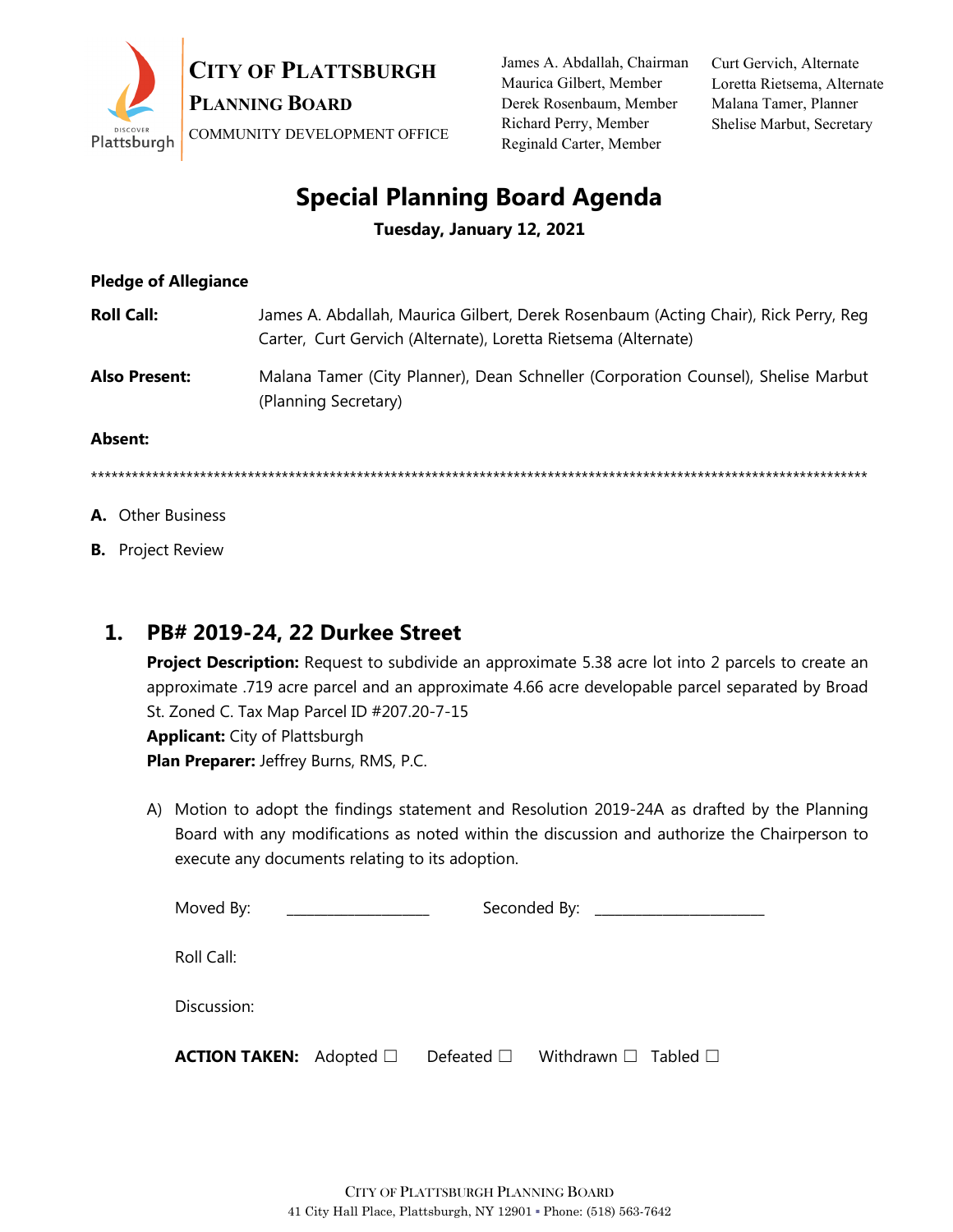**CITY OF PLATTSBURGH**
**PLANNING BOARD**
COMMUNITY DEVELOPMENT OFFICE

James A. Abdallah, Chairman
Maurica Gilbert, Member
Derek Rosenbaum, Member
Richard Perry, Member
Reginald Carter, Member

Curt Gervich, Alternate
Loretta Rietsema, Alternate
Malana Tamer, Planner
Shelise Marbut, Secretary

# Special Planning Board Agenda

**Tuesday, January 12, 2021**

**Pledge of Allegiance**

**Roll Call:** James A. Abdallah, Maurica Gilbert, Derek Rosenbaum (Acting Chair), Rick Perry, Reg Carter, Curt Gervich (Alternate), Loretta Rietsema (Alternate)

**Also Present:** Malana Tamer (City Planner), Dean Schneller (Corporation Counsel), Shelise Marbut (Planning Secretary)

**Absent:**

*******************************************************************************************************************

**A.** Other Business

**B.** Project Review

## 1. PB# 2019-24, 22 Durkee Street

**Project Description:** Request to subdivide an approximate 5.38 acre lot into 2 parcels to create an approximate .719 acre parcel and an approximate 4.66 acre developable parcel separated by Broad St. Zoned C. Tax Map Parcel ID #207.20-7-15

**Applicant:** City of Plattsburgh

**Plan Preparer:** Jeffrey Burns, RMS, P.C.

A) Motion to adopt the findings statement and Resolution 2019-24A as drafted by the Planning Board with any modifications as noted within the discussion and authorize the Chairperson to execute any documents relating to its adoption.

Moved By: ___________________ Seconded By: ______________________

Roll Call:

Discussion:

**ACTION TAKEN:** Adopted ☐ Defeated ☐ Withdrawn ☐ Tabled ☐

CITY OF PLATTSBURGH PLANNING BOARD
41 City Hall Place, Plattsburgh, NY 12901 ▪ Phone: (518) 563-7642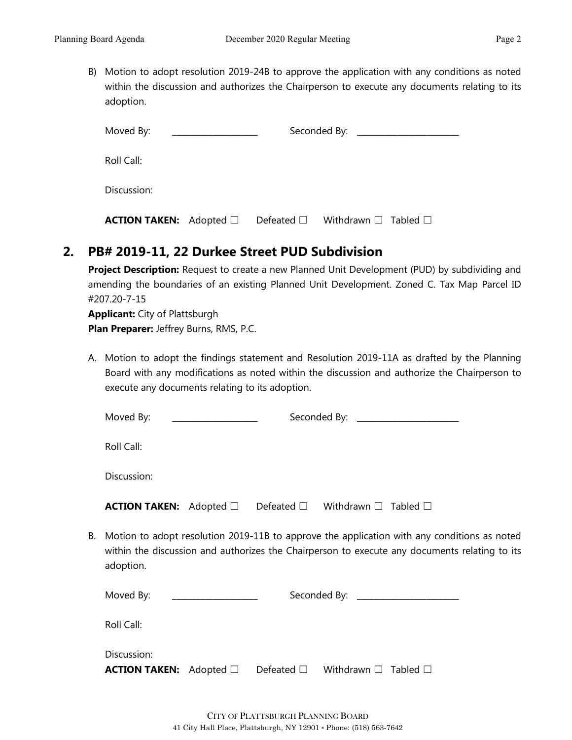B) Motion to adopt resolution 2019-24B to approve the application with any conditions as noted within the discussion and authorizes the Chairperson to execute any documents relating to its adoption.

Moved By: ____________________ Seconded By: ________________________

Roll Call:

Discussion:

**ACTION TAKEN:** Adopted ☐ Defeated ☐ Withdrawn ☐ Tabled ☐

## 2. PB# 2019-11, 22 Durkee Street PUD Subdivision

**Project Description:** Request to create a new Planned Unit Development (PUD) by subdividing and amending the boundaries of an existing Planned Unit Development. Zoned C. Tax Map Parcel ID #207.20-7-15

**Applicant:** City of Plattsburgh

**Plan Preparer:** Jeffrey Burns, RMS, P.C.

A. Motion to adopt the findings statement and Resolution 2019-11A as drafted by the Planning Board with any modifications as noted within the discussion and authorize the Chairperson to execute any documents relating to its adoption.

Moved By: ____________________ Seconded By: ________________________

Roll Call:

Discussion:

**ACTION TAKEN:** Adopted ☐ Defeated ☐ Withdrawn ☐ Tabled ☐

B. Motion to adopt resolution 2019-11B to approve the application with any conditions as noted within the discussion and authorizes the Chairperson to execute any documents relating to its adoption.

Moved By: ____________________ Seconded By: ________________________

Roll Call:

Discussion:

**ACTION TAKEN:** Adopted ☐ Defeated ☐ Withdrawn ☐ Tabled ☐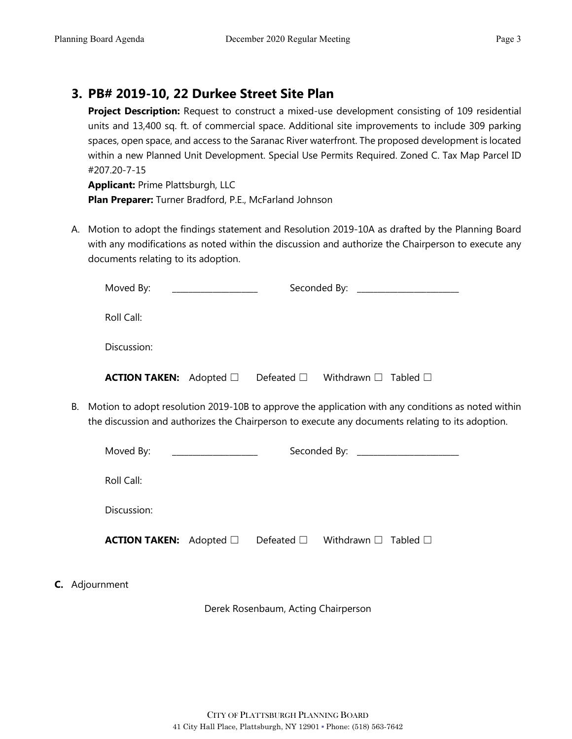## 3. PB# 2019-10, 22 Durkee Street Site Plan

**Project Description:** Request to construct a mixed-use development consisting of 109 residential units and 13,400 sq. ft. of commercial space. Additional site improvements to include 309 parking spaces, open space, and access to the Saranac River waterfront. The proposed development is located within a new Planned Unit Development. Special Use Permits Required. Zoned C. Tax Map Parcel ID #207.20-7-15

**Applicant:** Prime Plattsburgh, LLC

**Plan Preparer:** Turner Bradford, P.E., McFarland Johnson

A. Motion to adopt the findings statement and Resolution 2019-10A as drafted by the Planning Board with any modifications as noted within the discussion and authorize the Chairperson to execute any documents relating to its adoption.

   Moved By: ____________________ Seconded By: ________________________

   Roll Call:

   Discussion:

   **ACTION TAKEN:** Adopted ☐ Defeated ☐ Withdrawn ☐ Tabled ☐

B. Motion to adopt resolution 2019-10B to approve the application with any conditions as noted within the discussion and authorizes the Chairperson to execute any documents relating to its adoption.

   Moved By: ____________________ Seconded By: ________________________

   Roll Call:

   Discussion:

   **ACTION TAKEN:** Adopted ☐ Defeated ☐ Withdrawn ☐ Tabled ☐

**C.** Adjournment

Derek Rosenbaum, Acting Chairperson

CITY OF PLATTSBURGH PLANNING BOARD
41 City Hall Place, Plattsburgh, NY 12901 ▪ Phone: (518) 563-7642